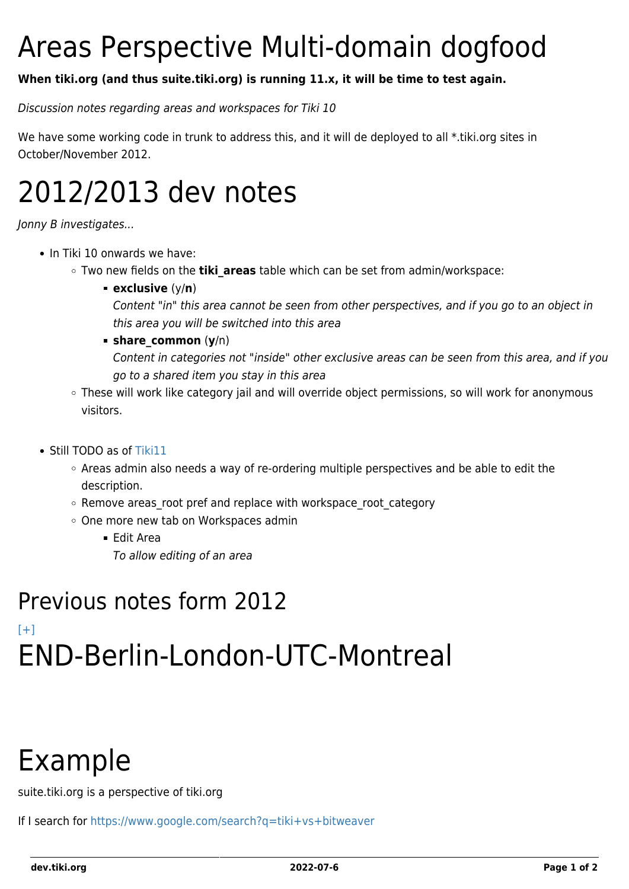# Areas Perspective Multi-domain dogfood

**When tiki.org (and thus suite.tiki.org) is running 11.x, it will be time to test again.**

*Discussion notes regarding areas and workspaces for Tiki 10*

We have some working code in trunk to address this, and it will de deployed to all *.tiki.org sites in October/November 2012.

# 2012/2013 dev notes

*Jonny B investigates...*

- In Tiki 10 onwards we have:
  - Two new fields on the **tiki_areas** table which can be set from admin/workspace:
    - **exclusive** (y/**n**)
      *Content "in" this area cannot be seen from other perspectives, and if you go to an object in this area you will be switched into this area*
    - **share_common** (**y**/n)
      *Content in categories not "inside" other exclusive areas can be seen from this area, and if you go to a shared item you stay in this area*
  - These will work like category jail and will override object permissions, so will work for anonymous visitors.

- Still TODO as of Tiki11
  - Areas admin also needs a way of re-ordering multiple perspectives and be able to edit the description.
  - Remove areas_root pref and replace with workspace_root_category
  - One more new tab on Workspaces admin
    - Edit Area
      *To allow editing of an area*

## Previous notes form 2012

[+]

# END-Berlin-London-UTC-Montreal

# Example

suite.tiki.org is a perspective of tiki.org

If I search for https://www.google.com/search?q=tiki+vs+bitweaver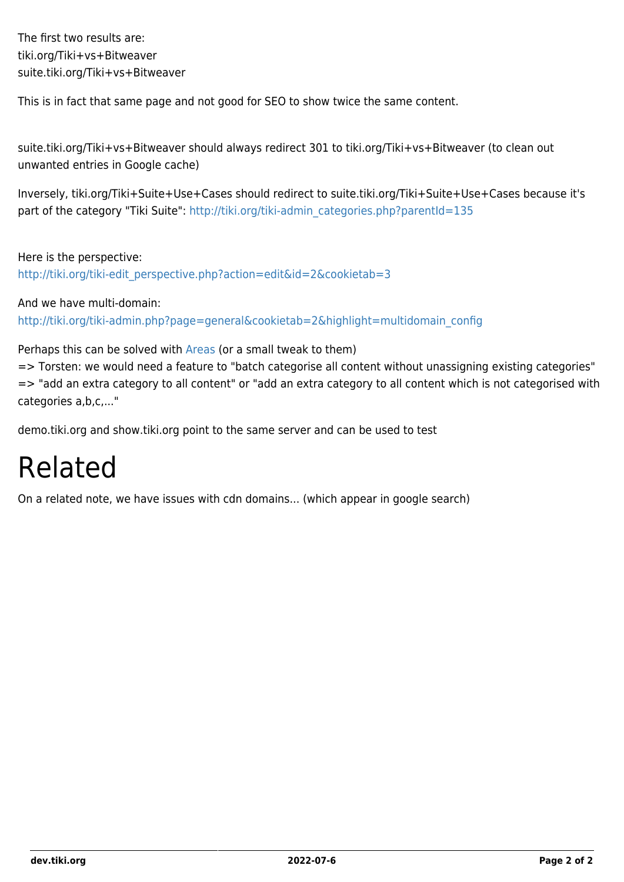The first two results are:
tiki.org/Tiki+vs+Bitweaver
suite.tiki.org/Tiki+vs+Bitweaver

This is in fact that same page and not good for SEO to show twice the same content.

suite.tiki.org/Tiki+vs+Bitweaver should always redirect 301 to tiki.org/Tiki+vs+Bitweaver (to clean out unwanted entries in Google cache)

Inversely, tiki.org/Tiki+Suite+Use+Cases should redirect to suite.tiki.org/Tiki+Suite+Use+Cases because it's part of the category "Tiki Suite": http://tiki.org/tiki-admin_categories.php?parentId=135

Here is the perspective:
http://tiki.org/tiki-edit_perspective.php?action=edit&id=2&cookietab=3

And we have multi-domain:
http://tiki.org/tiki-admin.php?page=general&cookietab=2&highlight=multidomain_config

Perhaps this can be solved with Areas (or a small tweak to them)
=> Torsten: we would need a feature to "batch categorise all content without unassigning existing categories"
=> "add an extra category to all content" or "add an extra category to all content which is not categorised with categories a,b,c,..."

demo.tiki.org and show.tiki.org point to the same server and can be used to test

# Related

On a related note, we have issues with cdn domains... (which appear in google search)